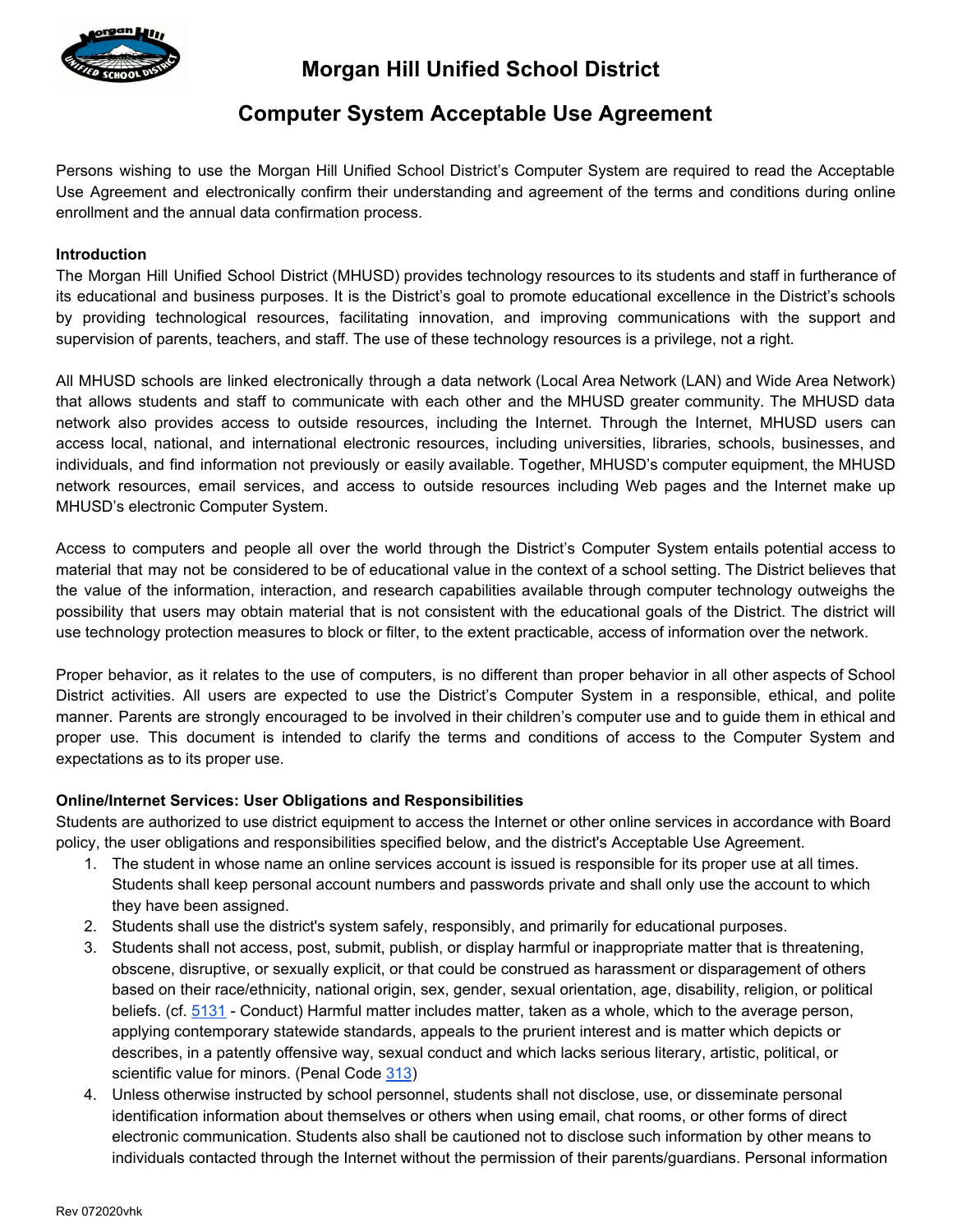# Morgan Hill Unified School District

## Computer System Acceptable Use Agreement

Persons wishing to use the Morgan Hill Unified School District's Computer System are required to read the Acceptable Use Agreement and electronically confirm their understanding and agreement of the terms and conditions during online enrollment and the annual data confirmation process.

**Introduction**

The Morgan Hill Unified School District (MHUSD) provides technology resources to its students and staff in furtherance of its educational and business purposes. It is the District's goal to promote educational excellence in the District's schools by providing technological resources, facilitating innovation, and improving communications with the support and supervision of parents, teachers, and staff. The use of these technology resources is a privilege, not a right.

All MHUSD schools are linked electronically through a data network (Local Area Network (LAN) and Wide Area Network) that allows students and staff to communicate with each other and the MHUSD greater community. The MHUSD data network also provides access to outside resources, including the Internet. Through the Internet, MHUSD users can access local, national, and international electronic resources, including universities, libraries, schools, businesses, and individuals, and find information not previously or easily available. Together, MHUSD's computer equipment, the MHUSD network resources, email services, and access to outside resources including Web pages and the Internet make up MHUSD's electronic Computer System.

Access to computers and people all over the world through the District's Computer System entails potential access to material that may not be considered to be of educational value in the context of a school setting. The District believes that the value of the information, interaction, and research capabilities available through computer technology outweighs the possibility that users may obtain material that is not consistent with the educational goals of the District. The district will use technology protection measures to block or filter, to the extent practicable, access of information over the network.

Proper behavior, as it relates to the use of computers, is no different than proper behavior in all other aspects of School District activities. All users are expected to use the District's Computer System in a responsible, ethical, and polite manner. Parents are strongly encouraged to be involved in their children's computer use and to guide them in ethical and proper use. This document is intended to clarify the terms and conditions of access to the Computer System and expectations as to its proper use.

**Online/Internet Services: User Obligations and Responsibilities**

Students are authorized to use district equipment to access the Internet or other online services in accordance with Board policy, the user obligations and responsibilities specified below, and the district's Acceptable Use Agreement.

1. The student in whose name an online services account is issued is responsible for its proper use at all times. Students shall keep personal account numbers and passwords private and shall only use the account to which they have been assigned.
2. Students shall use the district's system safely, responsibly, and primarily for educational purposes.
3. Students shall not access, post, submit, publish, or display harmful or inappropriate matter that is threatening, obscene, disruptive, or sexually explicit, or that could be construed as harassment or disparagement of others based on their race/ethnicity, national origin, sex, gender, sexual orientation, age, disability, religion, or political beliefs. (cf. 5131 - Conduct) Harmful matter includes matter, taken as a whole, which to the average person, applying contemporary statewide standards, appeals to the prurient interest and is matter which depicts or describes, in a patently offensive way, sexual conduct and which lacks serious literary, artistic, political, or scientific value for minors. (Penal Code 313)
4. Unless otherwise instructed by school personnel, students shall not disclose, use, or disseminate personal identification information about themselves or others when using email, chat rooms, or other forms of direct electronic communication. Students also shall be cautioned not to disclose such information by other means to individuals contacted through the Internet without the permission of their parents/guardians. Personal information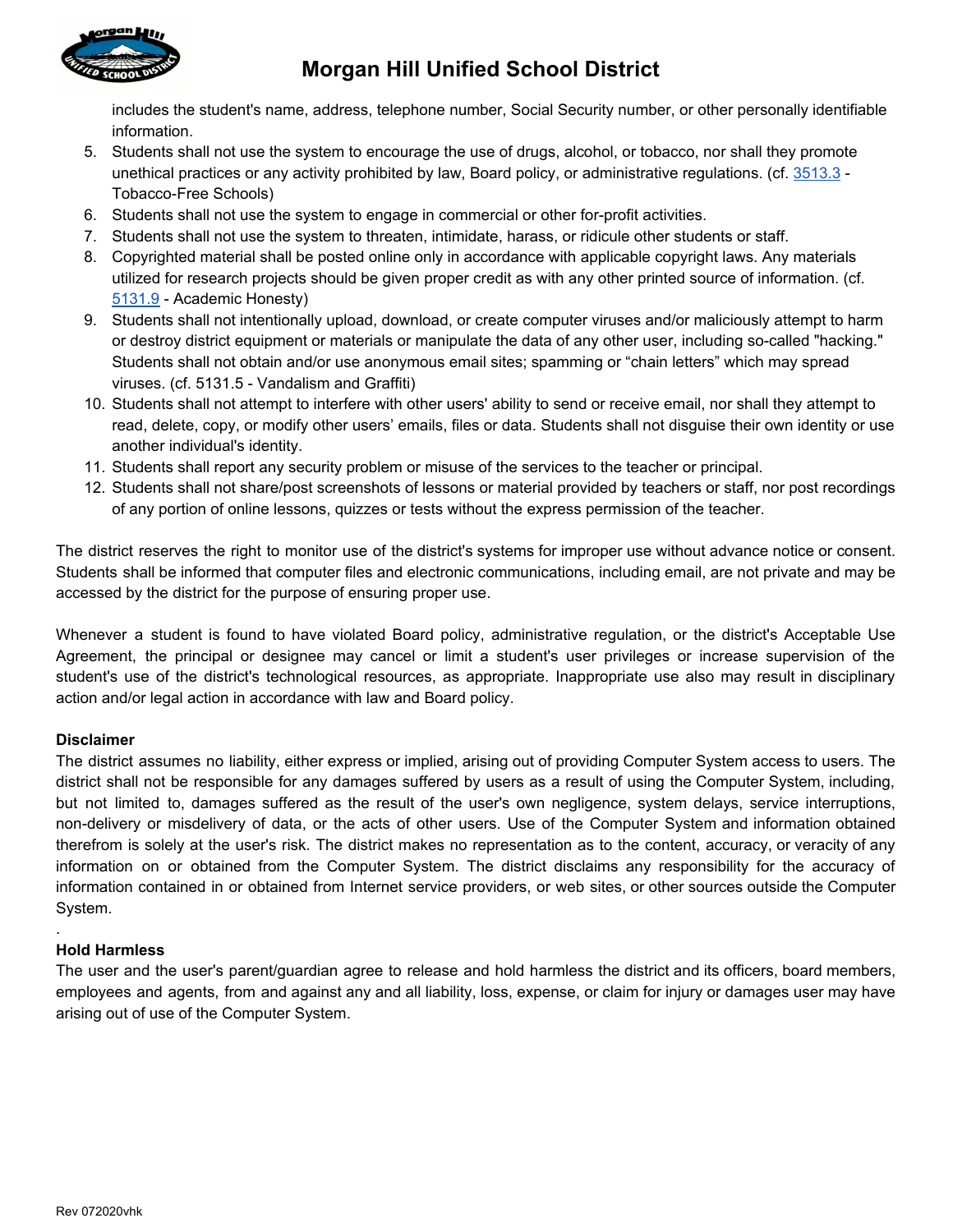includes the student's name, address, telephone number, Social Security number, or other personally identifiable information.

5. Students shall not use the system to encourage the use of drugs, alcohol, or tobacco, nor shall they promote unethical practices or any activity prohibited by law, Board policy, or administrative regulations. (cf. 3513.3 - Tobacco-Free Schools)
6. Students shall not use the system to engage in commercial or other for-profit activities.
7. Students shall not use the system to threaten, intimidate, harass, or ridicule other students or staff.
8. Copyrighted material shall be posted online only in accordance with applicable copyright laws. Any materials utilized for research projects should be given proper credit as with any other printed source of information. (cf. 5131.9 - Academic Honesty)
9. Students shall not intentionally upload, download, or create computer viruses and/or maliciously attempt to harm or destroy district equipment or materials or manipulate the data of any other user, including so-called "hacking." Students shall not obtain and/or use anonymous email sites; spamming or "chain letters" which may spread viruses. (cf. 5131.5 - Vandalism and Graffiti)
10. Students shall not attempt to interfere with other users' ability to send or receive email, nor shall they attempt to read, delete, copy, or modify other users' emails, files or data. Students shall not disguise their own identity or use another individual's identity.
11. Students shall report any security problem or misuse of the services to the teacher or principal.
12. Students shall not share/post screenshots of lessons or material provided by teachers or staff, nor post recordings of any portion of online lessons, quizzes or tests without the express permission of the teacher.

The district reserves the right to monitor use of the district's systems for improper use without advance notice or consent. Students shall be informed that computer files and electronic communications, including email, are not private and may be accessed by the district for the purpose of ensuring proper use.

Whenever a student is found to have violated Board policy, administrative regulation, or the district's Acceptable Use Agreement, the principal or designee may cancel or limit a student's user privileges or increase supervision of the student's use of the district's technological resources, as appropriate. Inappropriate use also may result in disciplinary action and/or legal action in accordance with law and Board policy.

**Disclaimer**

The district assumes no liability, either express or implied, arising out of providing Computer System access to users. The district shall not be responsible for any damages suffered by users as a result of using the Computer System, including, but not limited to, damages suffered as the result of the user's own negligence, system delays, service interruptions, non-delivery or misdelivery of data, or the acts of other users. Use of the Computer System and information obtained therefrom is solely at the user's risk. The district makes no representation as to the content, accuracy, or veracity of any information on or obtained from the Computer System. The district disclaims any responsibility for the accuracy of information contained in or obtained from Internet service providers, or web sites, or other sources outside the Computer System.

.

**Hold Harmless**

The user and the user's parent/guardian agree to release and hold harmless the district and its officers, board members, employees and agents, from and against any and all liability, loss, expense, or claim for injury or damages user may have arising out of use of the Computer System.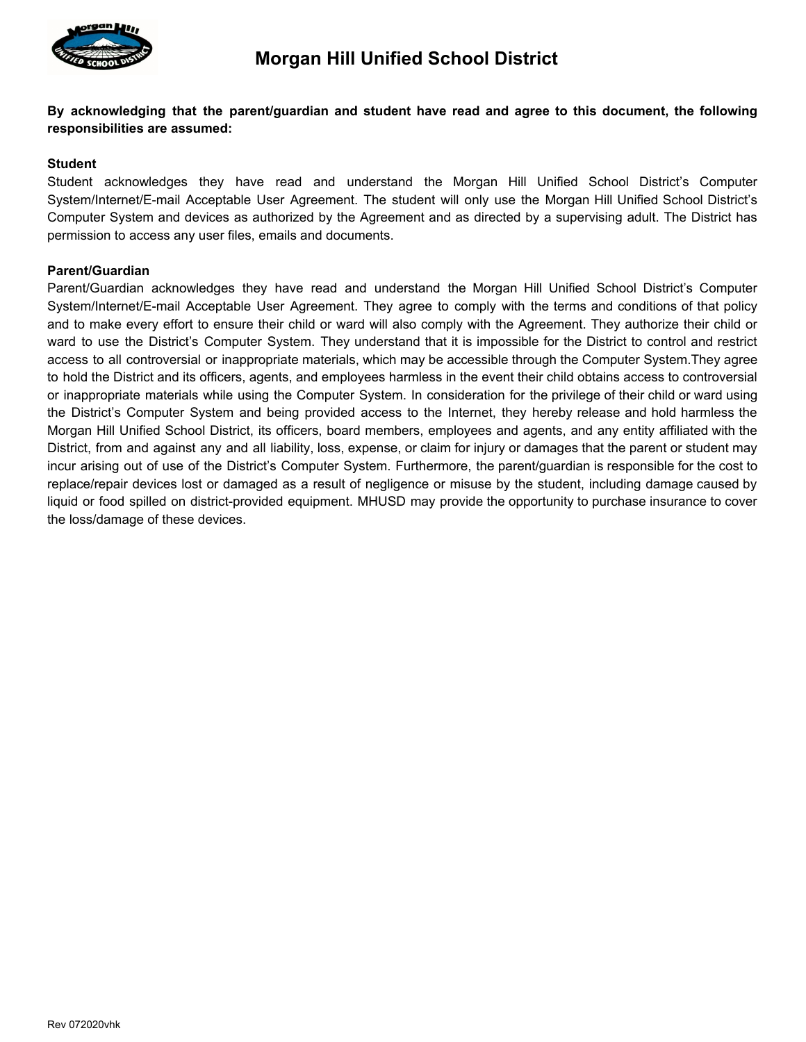# Morgan Hill Unified School District

**By acknowledging that the parent/guardian and student have read and agree to this document, the following responsibilities are assumed:**

**Student**

Student acknowledges they have read and understand the Morgan Hill Unified School District's Computer System/Internet/E-mail Acceptable User Agreement. The student will only use the Morgan Hill Unified School District's Computer System and devices as authorized by the Agreement and as directed by a supervising adult. The District has permission to access any user files, emails and documents.

**Parent/Guardian**

Parent/Guardian acknowledges they have read and understand the Morgan Hill Unified School District's Computer System/Internet/E-mail Acceptable User Agreement. They agree to comply with the terms and conditions of that policy and to make every effort to ensure their child or ward will also comply with the Agreement. They authorize their child or ward to use the District's Computer System. They understand that it is impossible for the District to control and restrict access to all controversial or inappropriate materials, which may be accessible through the Computer System.They agree to hold the District and its officers, agents, and employees harmless in the event their child obtains access to controversial or inappropriate materials while using the Computer System. In consideration for the privilege of their child or ward using the District's Computer System and being provided access to the Internet, they hereby release and hold harmless the Morgan Hill Unified School District, its officers, board members, employees and agents, and any entity affiliated with the District, from and against any and all liability, loss, expense, or claim for injury or damages that the parent or student may incur arising out of use of the District's Computer System. Furthermore, the parent/guardian is responsible for the cost to replace/repair devices lost or damaged as a result of negligence or misuse by the student, including damage caused by liquid or food spilled on district-provided equipment. MHUSD may provide the opportunity to purchase insurance to cover the loss/damage of these devices.

Rev 072020vhk